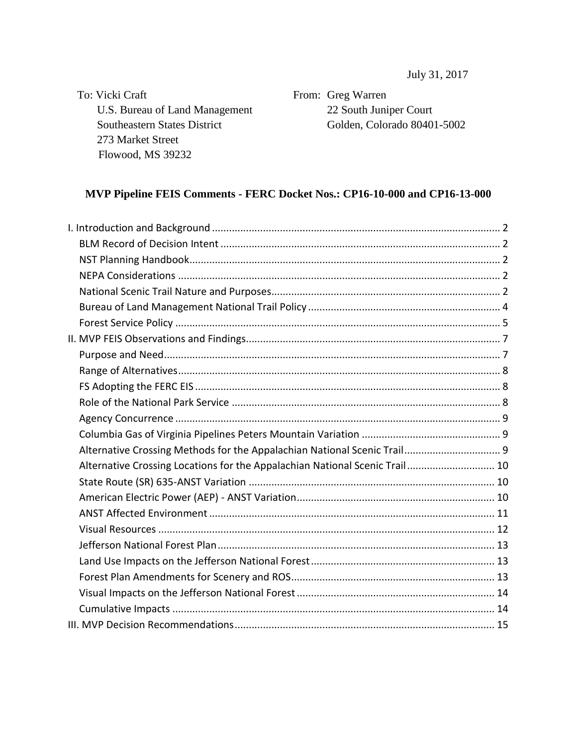July 31, 2017

To: Vicki Craft
U.S. Bureau of Land Management
Southeastern States District
273 Market Street
Flowood, MS 39232

From: Greg Warren
22 South Juniper Court
Golden, Colorado 80401-5002

## MVP Pipeline FEIS Comments - FERC Docket Nos.: CP16-10-000 and CP16-13-000

- I. Introduction and Background ..... 2
  - BLM Record of Decision Intent ..... 2
  - NST Planning Handbook ..... 2
  - NEPA Considerations ..... 2
  - National Scenic Trail Nature and Purposes ..... 2
  - Bureau of Land Management National Trail Policy ..... 4
  - Forest Service Policy ..... 5
- II. MVP FEIS Observations and Findings ..... 7
  - Purpose and Need ..... 7
  - Range of Alternatives ..... 8
  - FS Adopting the FERC EIS ..... 8
  - Role of the National Park Service ..... 8
  - Agency Concurrence ..... 9
  - Columbia Gas of Virginia Pipelines Peters Mountain Variation ..... 9
  - Alternative Crossing Methods for the Appalachian National Scenic Trail ..... 9
  - Alternative Crossing Locations for the Appalachian National Scenic Trail ..... 10
  - State Route (SR) 635-ANST Variation ..... 10
  - American Electric Power (AEP) - ANST Variation ..... 10
  - ANST Affected Environment ..... 11
  - Visual Resources ..... 12
  - Jefferson National Forest Plan ..... 13
  - Land Use Impacts on the Jefferson National Forest ..... 13
  - Forest Plan Amendments for Scenery and ROS ..... 13
  - Visual Impacts on the Jefferson National Forest ..... 14
  - Cumulative Impacts ..... 14
- III. MVP Decision Recommendations ..... 15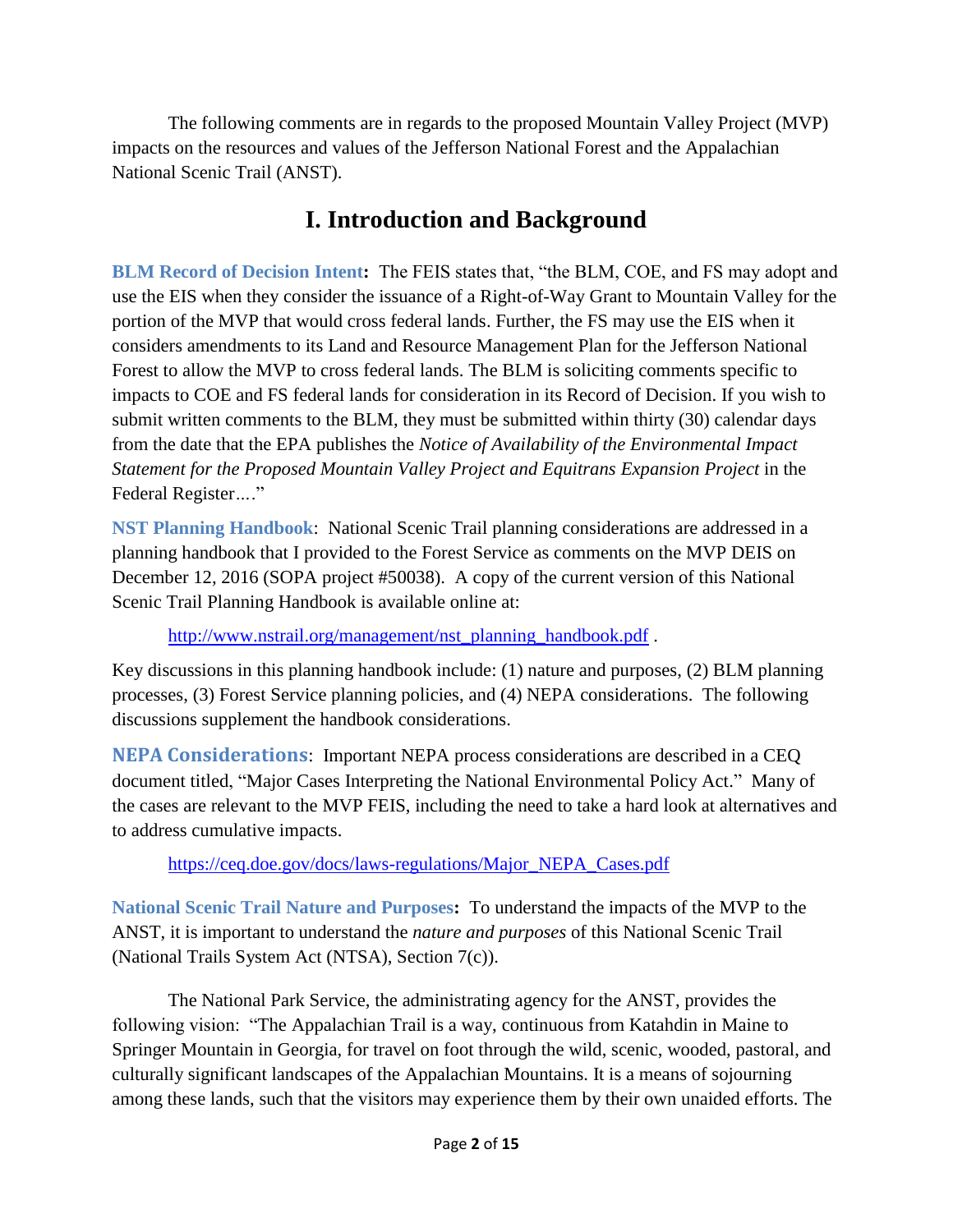The following comments are in regards to the proposed Mountain Valley Project (MVP) impacts on the resources and values of the Jefferson National Forest and the Appalachian National Scenic Trail (ANST).

# I. Introduction and Background

**BLM Record of Decision Intent:** The FEIS states that, "the BLM, COE, and FS may adopt and use the EIS when they consider the issuance of a Right-of-Way Grant to Mountain Valley for the portion of the MVP that would cross federal lands. Further, the FS may use the EIS when it considers amendments to its Land and Resource Management Plan for the Jefferson National Forest to allow the MVP to cross federal lands. The BLM is soliciting comments specific to impacts to COE and FS federal lands for consideration in its Record of Decision. If you wish to submit written comments to the BLM, they must be submitted within thirty (30) calendar days from the date that the EPA publishes the *Notice of Availability of the Environmental Impact Statement for the Proposed Mountain Valley Project and Equitrans Expansion Project* in the Federal Register…."

**NST Planning Handbook**: National Scenic Trail planning considerations are addressed in a planning handbook that I provided to the Forest Service as comments on the MVP DEIS on December 12, 2016 (SOPA project #50038). A copy of the current version of this National Scenic Trail Planning Handbook is available online at:

> http://www.nstrail.org/management/nst_planning_handbook.pdf .

Key discussions in this planning handbook include: (1) nature and purposes, (2) BLM planning processes, (3) Forest Service planning policies, and (4) NEPA considerations. The following discussions supplement the handbook considerations.

**NEPA Considerations**: Important NEPA process considerations are described in a CEQ document titled, "Major Cases Interpreting the National Environmental Policy Act." Many of the cases are relevant to the MVP FEIS, including the need to take a hard look at alternatives and to address cumulative impacts.

> https://ceq.doe.gov/docs/laws-regulations/Major_NEPA_Cases.pdf

**National Scenic Trail Nature and Purposes:** To understand the impacts of the MVP to the ANST, it is important to understand the *nature and purposes* of this National Scenic Trail (National Trails System Act (NTSA), Section 7(c)).

The National Park Service, the administrating agency for the ANST, provides the following vision: "The Appalachian Trail is a way, continuous from Katahdin in Maine to Springer Mountain in Georgia, for travel on foot through the wild, scenic, wooded, pastoral, and culturally significant landscapes of the Appalachian Mountains. It is a means of sojourning among these lands, such that the visitors may experience them by their own unaided efforts. The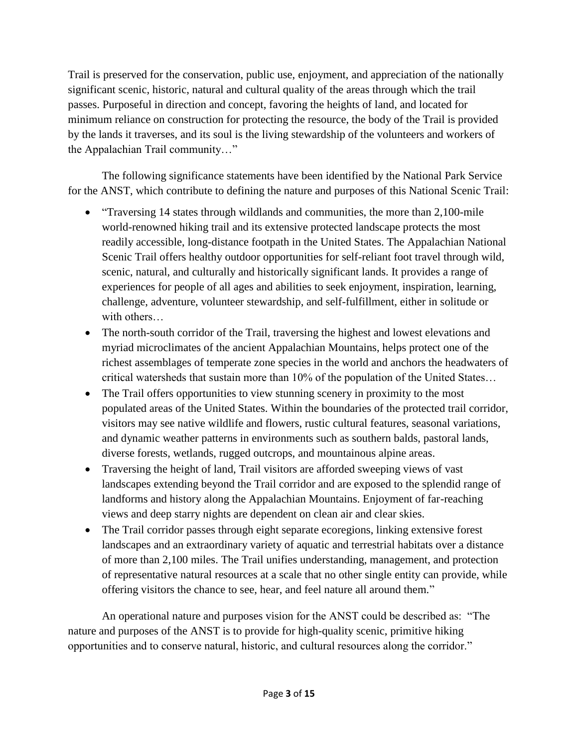Trail is preserved for the conservation, public use, enjoyment, and appreciation of the nationally significant scenic, historic, natural and cultural quality of the areas through which the trail passes. Purposeful in direction and concept, favoring the heights of land, and located for minimum reliance on construction for protecting the resource, the body of the Trail is provided by the lands it traverses, and its soul is the living stewardship of the volunteers and workers of the Appalachian Trail community…"

The following significance statements have been identified by the National Park Service for the ANST, which contribute to defining the nature and purposes of this National Scenic Trail:

- "Traversing 14 states through wildlands and communities, the more than 2,100-mile world-renowned hiking trail and its extensive protected landscape protects the most readily accessible, long-distance footpath in the United States. The Appalachian National Scenic Trail offers healthy outdoor opportunities for self-reliant foot travel through wild, scenic, natural, and culturally and historically significant lands. It provides a range of experiences for people of all ages and abilities to seek enjoyment, inspiration, learning, challenge, adventure, volunteer stewardship, and self-fulfillment, either in solitude or with others…
- The north-south corridor of the Trail, traversing the highest and lowest elevations and myriad microclimates of the ancient Appalachian Mountains, helps protect one of the richest assemblages of temperate zone species in the world and anchors the headwaters of critical watersheds that sustain more than 10% of the population of the United States…
- The Trail offers opportunities to view stunning scenery in proximity to the most populated areas of the United States. Within the boundaries of the protected trail corridor, visitors may see native wildlife and flowers, rustic cultural features, seasonal variations, and dynamic weather patterns in environments such as southern balds, pastoral lands, diverse forests, wetlands, rugged outcrops, and mountainous alpine areas.
- Traversing the height of land, Trail visitors are afforded sweeping views of vast landscapes extending beyond the Trail corridor and are exposed to the splendid range of landforms and history along the Appalachian Mountains. Enjoyment of far-reaching views and deep starry nights are dependent on clean air and clear skies.
- The Trail corridor passes through eight separate ecoregions, linking extensive forest landscapes and an extraordinary variety of aquatic and terrestrial habitats over a distance of more than 2,100 miles. The Trail unifies understanding, management, and protection of representative natural resources at a scale that no other single entity can provide, while offering visitors the chance to see, hear, and feel nature all around them."

An operational nature and purposes vision for the ANST could be described as: "The nature and purposes of the ANST is to provide for high-quality scenic, primitive hiking opportunities and to conserve natural, historic, and cultural resources along the corridor."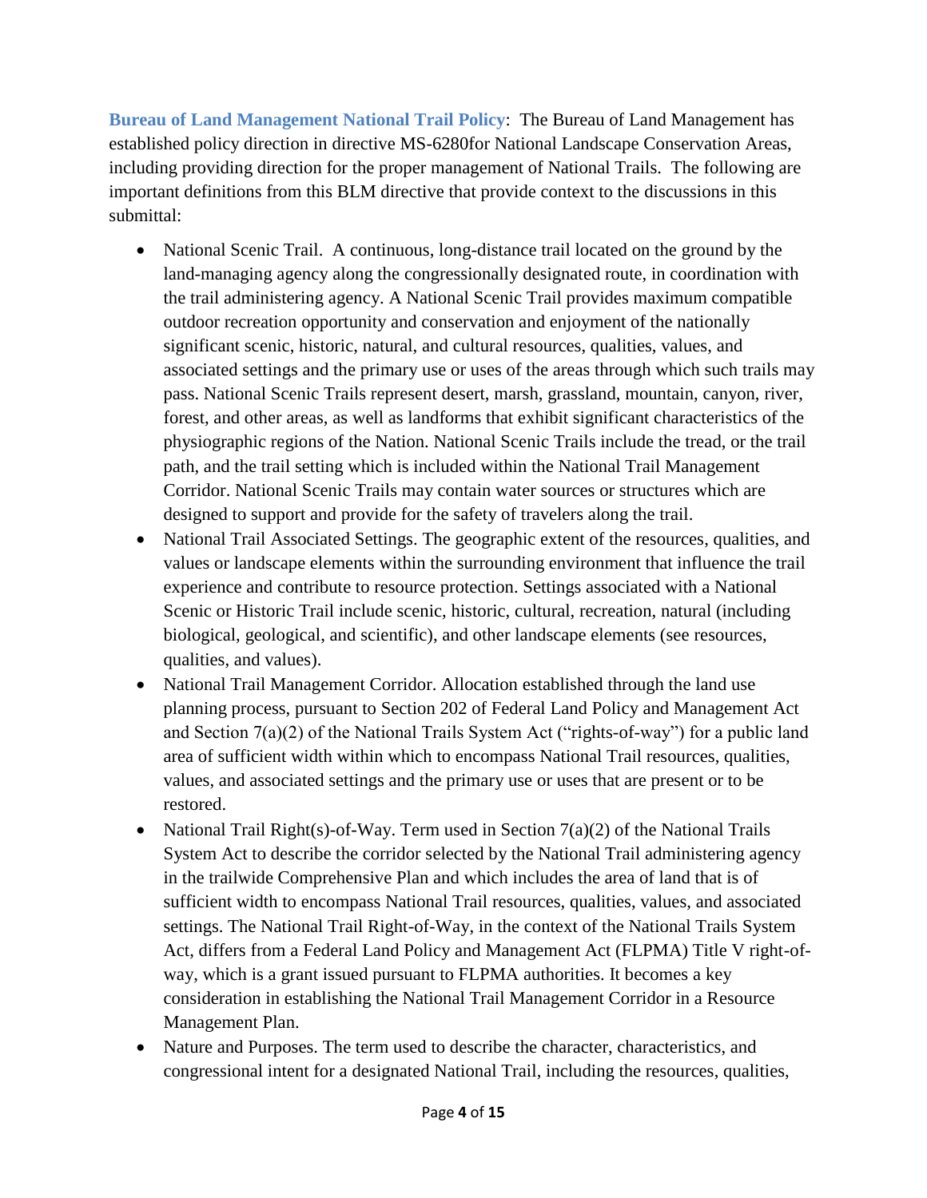**Bureau of Land Management National Trail Policy**: The Bureau of Land Management has established policy direction in directive MS-6280for National Landscape Conservation Areas, including providing direction for the proper management of National Trails. The following are important definitions from this BLM directive that provide context to the discussions in this submittal:

- National Scenic Trail. A continuous, long-distance trail located on the ground by the land-managing agency along the congressionally designated route, in coordination with the trail administering agency. A National Scenic Trail provides maximum compatible outdoor recreation opportunity and conservation and enjoyment of the nationally significant scenic, historic, natural, and cultural resources, qualities, values, and associated settings and the primary use or uses of the areas through which such trails may pass. National Scenic Trails represent desert, marsh, grassland, mountain, canyon, river, forest, and other areas, as well as landforms that exhibit significant characteristics of the physiographic regions of the Nation. National Scenic Trails include the tread, or the trail path, and the trail setting which is included within the National Trail Management Corridor. National Scenic Trails may contain water sources or structures which are designed to support and provide for the safety of travelers along the trail.
- National Trail Associated Settings. The geographic extent of the resources, qualities, and values or landscape elements within the surrounding environment that influence the trail experience and contribute to resource protection. Settings associated with a National Scenic or Historic Trail include scenic, historic, cultural, recreation, natural (including biological, geological, and scientific), and other landscape elements (see resources, qualities, and values).
- National Trail Management Corridor. Allocation established through the land use planning process, pursuant to Section 202 of Federal Land Policy and Management Act and Section 7(a)(2) of the National Trails System Act ("rights-of-way") for a public land area of sufficient width within which to encompass National Trail resources, qualities, values, and associated settings and the primary use or uses that are present or to be restored.
- National Trail Right(s)-of-Way. Term used in Section 7(a)(2) of the National Trails System Act to describe the corridor selected by the National Trail administering agency in the trailwide Comprehensive Plan and which includes the area of land that is of sufficient width to encompass National Trail resources, qualities, values, and associated settings. The National Trail Right-of-Way, in the context of the National Trails System Act, differs from a Federal Land Policy and Management Act (FLPMA) Title V right-of-way, which is a grant issued pursuant to FLPMA authorities. It becomes a key consideration in establishing the National Trail Management Corridor in a Resource Management Plan.
- Nature and Purposes. The term used to describe the character, characteristics, and congressional intent for a designated National Trail, including the resources, qualities,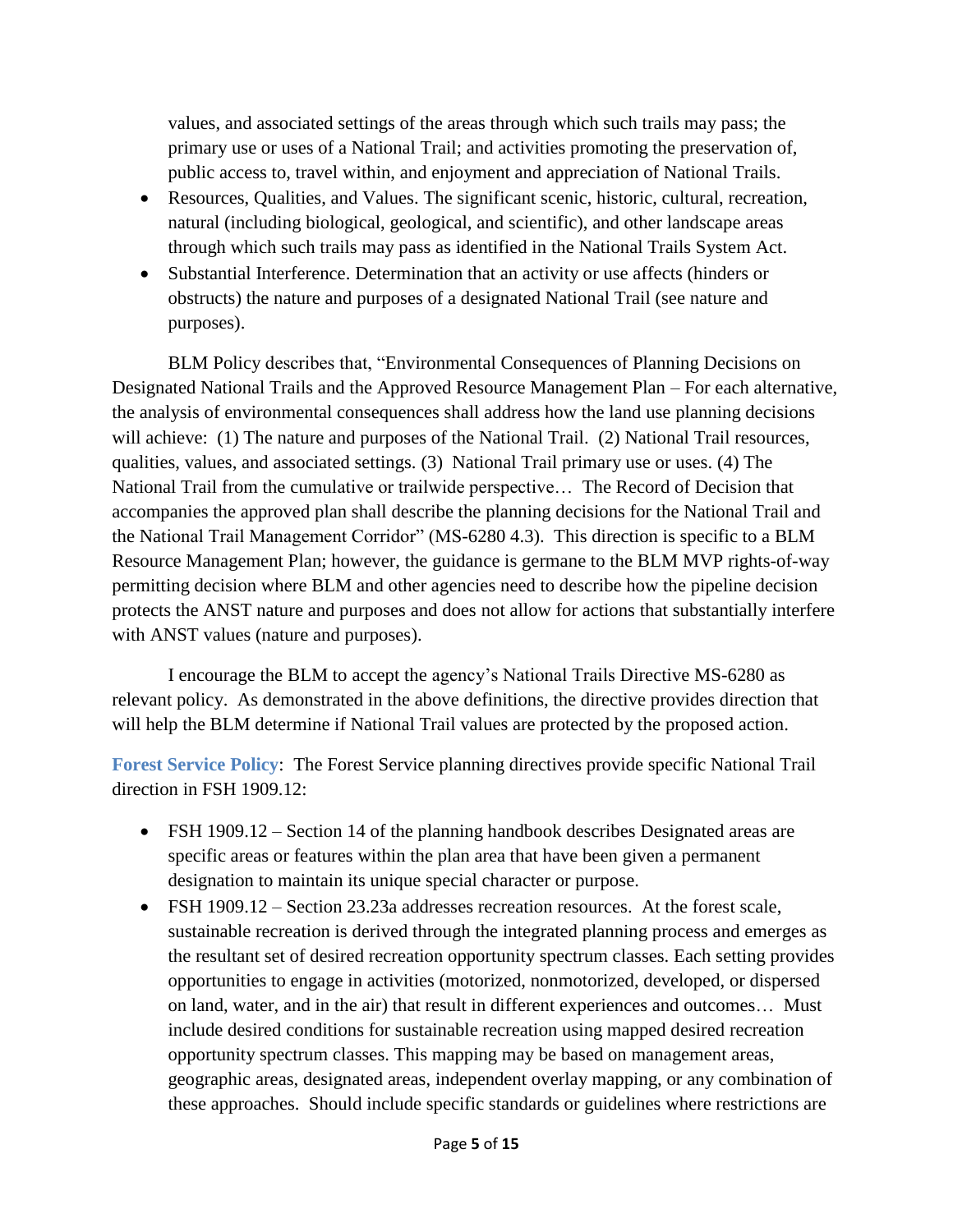values, and associated settings of the areas through which such trails may pass; the primary use or uses of a National Trail; and activities promoting the preservation of, public access to, travel within, and enjoyment and appreciation of National Trails.

- Resources, Qualities, and Values. The significant scenic, historic, cultural, recreation, natural (including biological, geological, and scientific), and other landscape areas through which such trails may pass as identified in the National Trails System Act.
- Substantial Interference. Determination that an activity or use affects (hinders or obstructs) the nature and purposes of a designated National Trail (see nature and purposes).

BLM Policy describes that, "Environmental Consequences of Planning Decisions on Designated National Trails and the Approved Resource Management Plan – For each alternative, the analysis of environmental consequences shall address how the land use planning decisions will achieve: (1) The nature and purposes of the National Trail. (2) National Trail resources, qualities, values, and associated settings. (3) National Trail primary use or uses. (4) The National Trail from the cumulative or trailwide perspective… The Record of Decision that accompanies the approved plan shall describe the planning decisions for the National Trail and the National Trail Management Corridor" (MS-6280 4.3). This direction is specific to a BLM Resource Management Plan; however, the guidance is germane to the BLM MVP rights-of-way permitting decision where BLM and other agencies need to describe how the pipeline decision protects the ANST nature and purposes and does not allow for actions that substantially interfere with ANST values (nature and purposes).

I encourage the BLM to accept the agency's National Trails Directive MS-6280 as relevant policy. As demonstrated in the above definitions, the directive provides direction that will help the BLM determine if National Trail values are protected by the proposed action.

**Forest Service Policy**: The Forest Service planning directives provide specific National Trail direction in FSH 1909.12:

- FSH 1909.12 – Section 14 of the planning handbook describes Designated areas are specific areas or features within the plan area that have been given a permanent designation to maintain its unique special character or purpose.
- FSH 1909.12 – Section 23.23a addresses recreation resources. At the forest scale, sustainable recreation is derived through the integrated planning process and emerges as the resultant set of desired recreation opportunity spectrum classes. Each setting provides opportunities to engage in activities (motorized, nonmotorized, developed, or dispersed on land, water, and in the air) that result in different experiences and outcomes… Must include desired conditions for sustainable recreation using mapped desired recreation opportunity spectrum classes. This mapping may be based on management areas, geographic areas, designated areas, independent overlay mapping, or any combination of these approaches. Should include specific standards or guidelines where restrictions are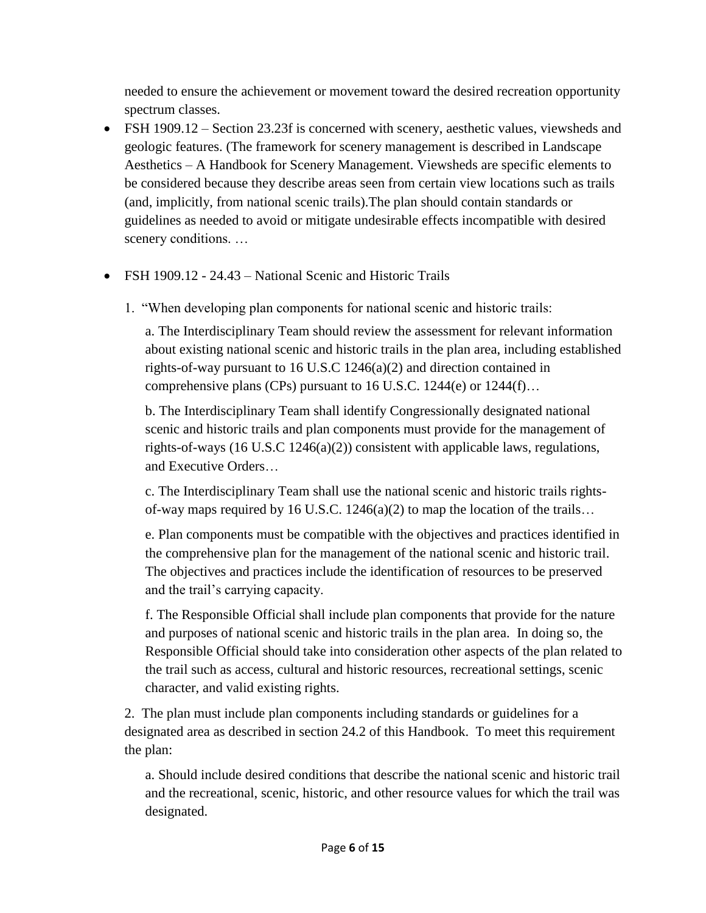needed to ensure the achievement or movement toward the desired recreation opportunity spectrum classes.

- FSH 1909.12 – Section 23.23f is concerned with scenery, aesthetic values, viewsheds and geologic features. (The framework for scenery management is described in Landscape Aesthetics – A Handbook for Scenery Management. Viewsheds are specific elements to be considered because they describe areas seen from certain view locations such as trails (and, implicitly, from national scenic trails).The plan should contain standards or guidelines as needed to avoid or mitigate undesirable effects incompatible with desired scenery conditions. …

- FSH 1909.12 - 24.43 – National Scenic and Historic Trails

  1. "When developing plan components for national scenic and historic trails:

     a. The Interdisciplinary Team should review the assessment for relevant information about existing national scenic and historic trails in the plan area, including established rights-of-way pursuant to 16 U.S.C 1246(a)(2) and direction contained in comprehensive plans (CPs) pursuant to 16 U.S.C. 1244(e) or 1244(f)…

     b. The Interdisciplinary Team shall identify Congressionally designated national scenic and historic trails and plan components must provide for the management of rights-of-ways (16 U.S.C 1246(a)(2)) consistent with applicable laws, regulations, and Executive Orders…

     c. The Interdisciplinary Team shall use the national scenic and historic trails rights-of-way maps required by 16 U.S.C. 1246(a)(2) to map the location of the trails…

     e. Plan components must be compatible with the objectives and practices identified in the comprehensive plan for the management of the national scenic and historic trail. The objectives and practices include the identification of resources to be preserved and the trail's carrying capacity.

     f. The Responsible Official shall include plan components that provide for the nature and purposes of national scenic and historic trails in the plan area. In doing so, the Responsible Official should take into consideration other aspects of the plan related to the trail such as access, cultural and historic resources, recreational settings, scenic character, and valid existing rights.

  2. The plan must include plan components including standards or guidelines for a designated area as described in section 24.2 of this Handbook. To meet this requirement the plan:

     a. Should include desired conditions that describe the national scenic and historic trail and the recreational, scenic, historic, and other resource values for which the trail was designated.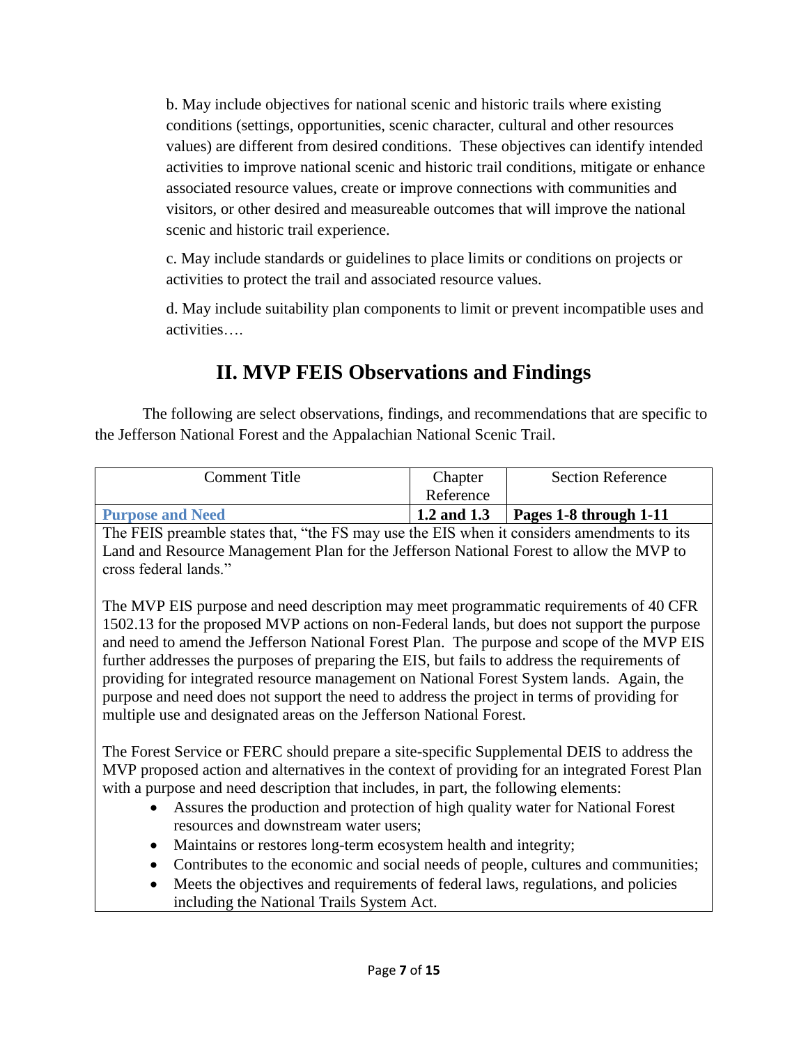b. May include objectives for national scenic and historic trails where existing conditions (settings, opportunities, scenic character, cultural and other resources values) are different from desired conditions. These objectives can identify intended activities to improve national scenic and historic trail conditions, mitigate or enhance associated resource values, create or improve connections with communities and visitors, or other desired and measureable outcomes that will improve the national scenic and historic trail experience.

c. May include standards or guidelines to place limits or conditions on projects or activities to protect the trail and associated resource values.

d. May include suitability plan components to limit or prevent incompatible uses and activities….

# II. MVP FEIS Observations and Findings

The following are select observations, findings, and recommendations that are specific to the Jefferson National Forest and the Appalachian National Scenic Trail.

| Comment Title | Chapter Reference | Section Reference |
|---|---|---|
| **Purpose and Need** | **1.2 and 1.3** | **Pages 1-8 through 1-11** |

The FEIS preamble states that, "the FS may use the EIS when it considers amendments to its Land and Resource Management Plan for the Jefferson National Forest to allow the MVP to cross federal lands."

The MVP EIS purpose and need description may meet programmatic requirements of 40 CFR 1502.13 for the proposed MVP actions on non-Federal lands, but does not support the purpose and need to amend the Jefferson National Forest Plan. The purpose and scope of the MVP EIS further addresses the purposes of preparing the EIS, but fails to address the requirements of providing for integrated resource management on National Forest System lands. Again, the purpose and need does not support the need to address the project in terms of providing for multiple use and designated areas on the Jefferson National Forest.

The Forest Service or FERC should prepare a site-specific Supplemental DEIS to address the MVP proposed action and alternatives in the context of providing for an integrated Forest Plan with a purpose and need description that includes, in part, the following elements:

- Assures the production and protection of high quality water for National Forest resources and downstream water users;
- Maintains or restores long-term ecosystem health and integrity;
- Contributes to the economic and social needs of people, cultures and communities;
- Meets the objectives and requirements of federal laws, regulations, and policies including the National Trails System Act.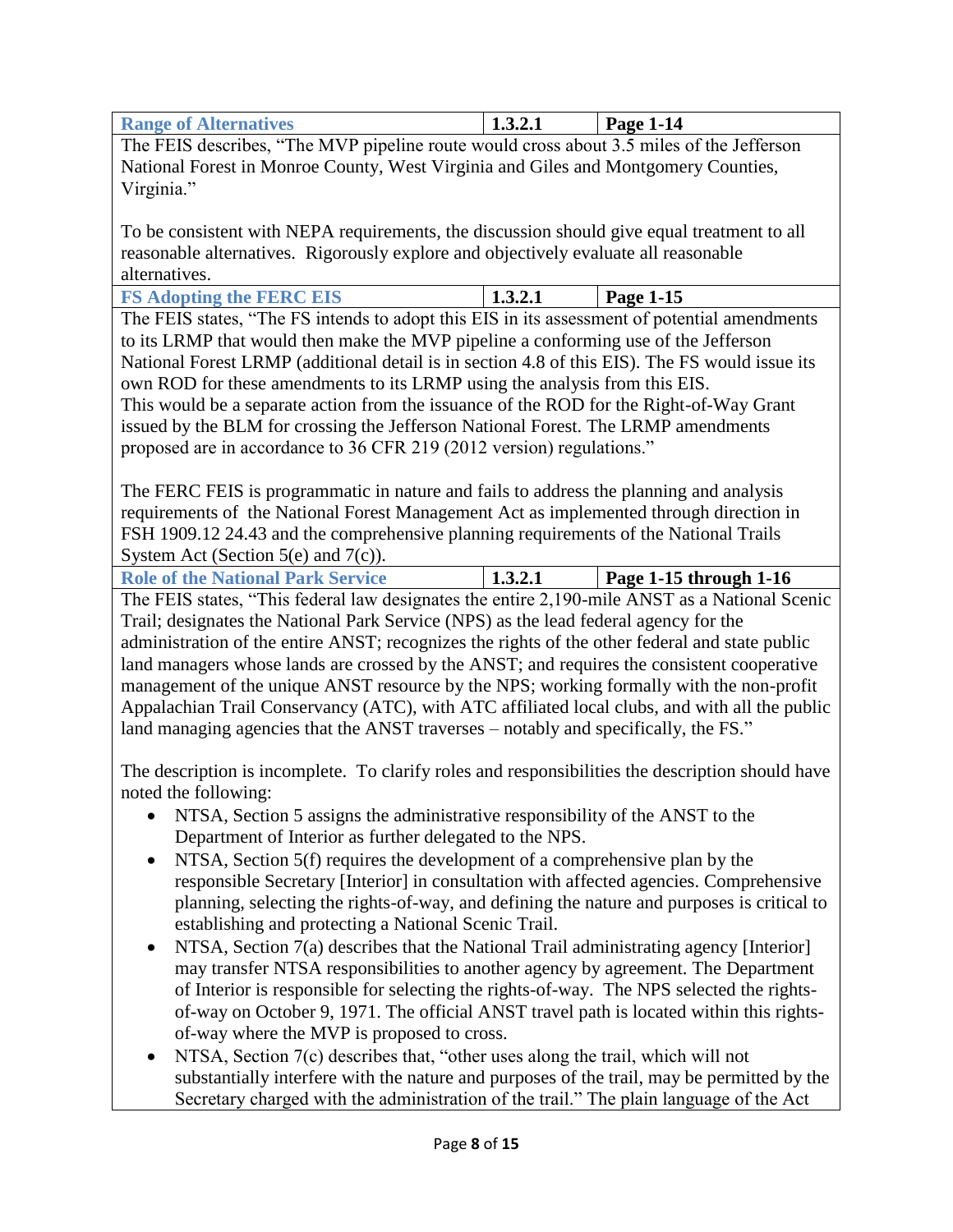| Range of Alternatives | 1.3.2.1 | Page 1-14 |
|---|---|---|

The FEIS describes, "The MVP pipeline route would cross about 3.5 miles of the Jefferson National Forest in Monroe County, West Virginia and Giles and Montgomery Counties, Virginia."

To be consistent with NEPA requirements, the discussion should give equal treatment to all reasonable alternatives. Rigorously explore and objectively evaluate all reasonable alternatives.

| FS Adopting the FERC EIS | 1.3.2.1 | Page 1-15 |
|---|---|---|

The FEIS states, "The FS intends to adopt this EIS in its assessment of potential amendments to its LRMP that would then make the MVP pipeline a conforming use of the Jefferson National Forest LRMP (additional detail is in section 4.8 of this EIS). The FS would issue its own ROD for these amendments to its LRMP using the analysis from this EIS. This would be a separate action from the issuance of the ROD for the Right-of-Way Grant issued by the BLM for crossing the Jefferson National Forest. The LRMP amendments proposed are in accordance to 36 CFR 219 (2012 version) regulations."

The FERC FEIS is programmatic in nature and fails to address the planning and analysis requirements of the National Forest Management Act as implemented through direction in FSH 1909.12 24.43 and the comprehensive planning requirements of the National Trails System Act (Section 5(e) and 7(c)).

| Role of the National Park Service | 1.3.2.1 | Page 1-15 through 1-16 |
|---|---|---|

The FEIS states, "This federal law designates the entire 2,190-mile ANST as a National Scenic Trail; designates the National Park Service (NPS) as the lead federal agency for the administration of the entire ANST; recognizes the rights of the other federal and state public land managers whose lands are crossed by the ANST; and requires the consistent cooperative management of the unique ANST resource by the NPS; working formally with the non-profit Appalachian Trail Conservancy (ATC), with ATC affiliated local clubs, and with all the public land managing agencies that the ANST traverses – notably and specifically, the FS."

The description is incomplete. To clarify roles and responsibilities the description should have noted the following:

- NTSA, Section 5 assigns the administrative responsibility of the ANST to the Department of Interior as further delegated to the NPS.
- NTSA, Section 5(f) requires the development of a comprehensive plan by the responsible Secretary [Interior] in consultation with affected agencies. Comprehensive planning, selecting the rights-of-way, and defining the nature and purposes is critical to establishing and protecting a National Scenic Trail.
- NTSA, Section 7(a) describes that the National Trail administrating agency [Interior] may transfer NTSA responsibilities to another agency by agreement. The Department of Interior is responsible for selecting the rights-of-way. The NPS selected the rights-of-way on October 9, 1971. The official ANST travel path is located within this rights-of-way where the MVP is proposed to cross.
- NTSA, Section 7(c) describes that, "other uses along the trail, which will not substantially interfere with the nature and purposes of the trail, may be permitted by the Secretary charged with the administration of the trail." The plain language of the Act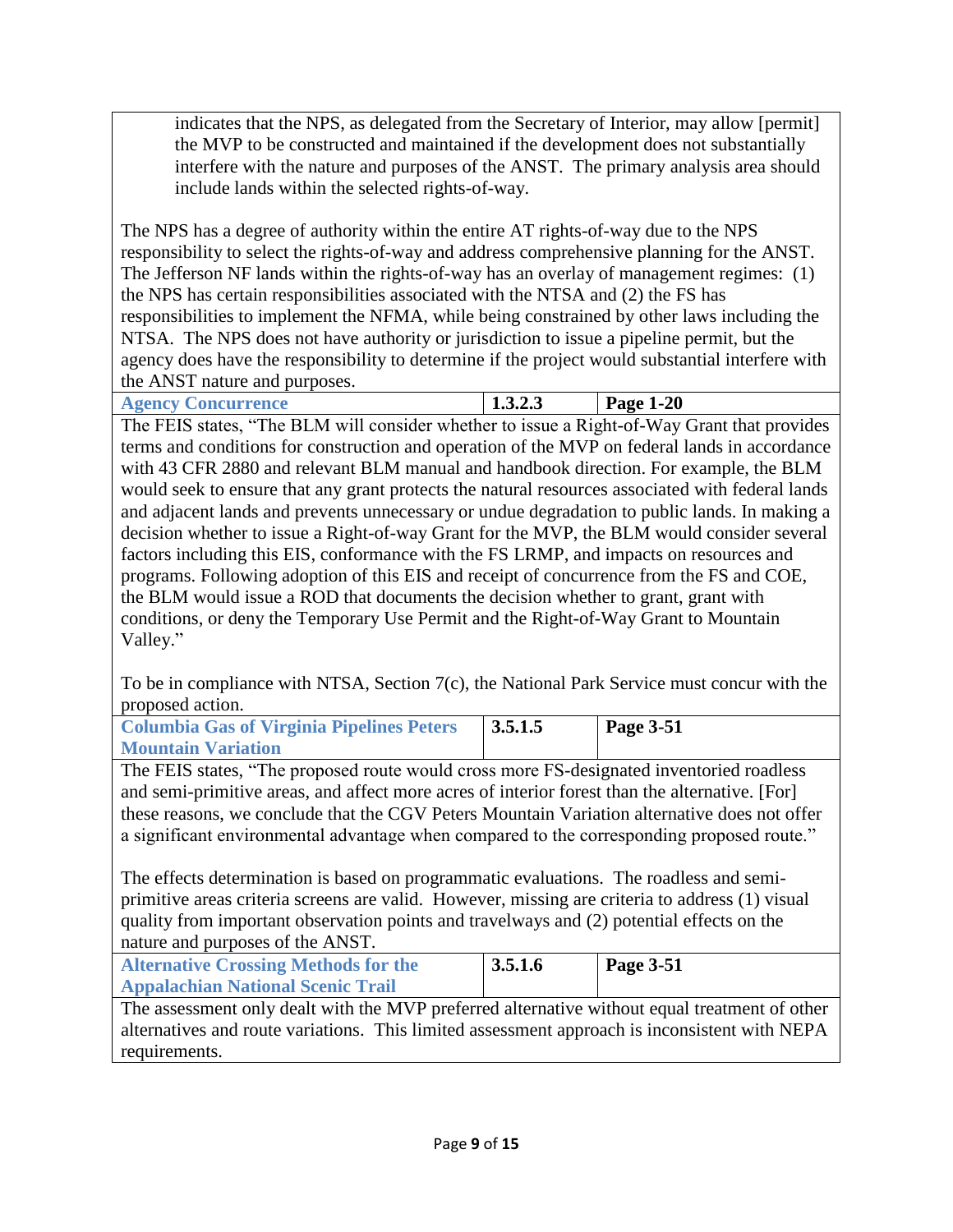indicates that the NPS, as delegated from the Secretary of Interior, may allow [permit] the MVP to be constructed and maintained if the development does not substantially interfere with the nature and purposes of the ANST. The primary analysis area should include lands within the selected rights-of-way.

The NPS has a degree of authority within the entire AT rights-of-way due to the NPS responsibility to select the rights-of-way and address comprehensive planning for the ANST. The Jefferson NF lands within the rights-of-way has an overlay of management regimes: (1) the NPS has certain responsibilities associated with the NTSA and (2) the FS has responsibilities to implement the NFMA, while being constrained by other laws including the NTSA. The NPS does not have authority or jurisdiction to issue a pipeline permit, but the agency does have the responsibility to determine if the project would substantial interfere with the ANST nature and purposes.

| **Agency Concurrence** | **1.3.2.3** | **Page 1-20** |
|---|---|---|

The FEIS states, "The BLM will consider whether to issue a Right-of-Way Grant that provides terms and conditions for construction and operation of the MVP on federal lands in accordance with 43 CFR 2880 and relevant BLM manual and handbook direction. For example, the BLM would seek to ensure that any grant protects the natural resources associated with federal lands and adjacent lands and prevents unnecessary or undue degradation to public lands. In making a decision whether to issue a Right-of-way Grant for the MVP, the BLM would consider several factors including this EIS, conformance with the FS LRMP, and impacts on resources and programs. Following adoption of this EIS and receipt of concurrence from the FS and COE, the BLM would issue a ROD that documents the decision whether to grant, grant with conditions, or deny the Temporary Use Permit and the Right-of-Way Grant to Mountain Valley."

To be in compliance with NTSA, Section 7(c), the National Park Service must concur with the proposed action.

| **Columbia Gas of Virginia Pipelines Peters Mountain Variation** | **3.5.1.5** | **Page 3-51** |
|---|---|---|

The FEIS states, "The proposed route would cross more FS-designated inventoried roadless and semi-primitive areas, and affect more acres of interior forest than the alternative. [For] these reasons, we conclude that the CGV Peters Mountain Variation alternative does not offer a significant environmental advantage when compared to the corresponding proposed route."

The effects determination is based on programmatic evaluations. The roadless and semi-primitive areas criteria screens are valid. However, missing are criteria to address (1) visual quality from important observation points and travelways and (2) potential effects on the nature and purposes of the ANST.

| **Alternative Crossing Methods for the Appalachian National Scenic Trail** | **3.5.1.6** | **Page 3-51** |
|---|---|---|

The assessment only dealt with the MVP preferred alternative without equal treatment of other alternatives and route variations. This limited assessment approach is inconsistent with NEPA requirements.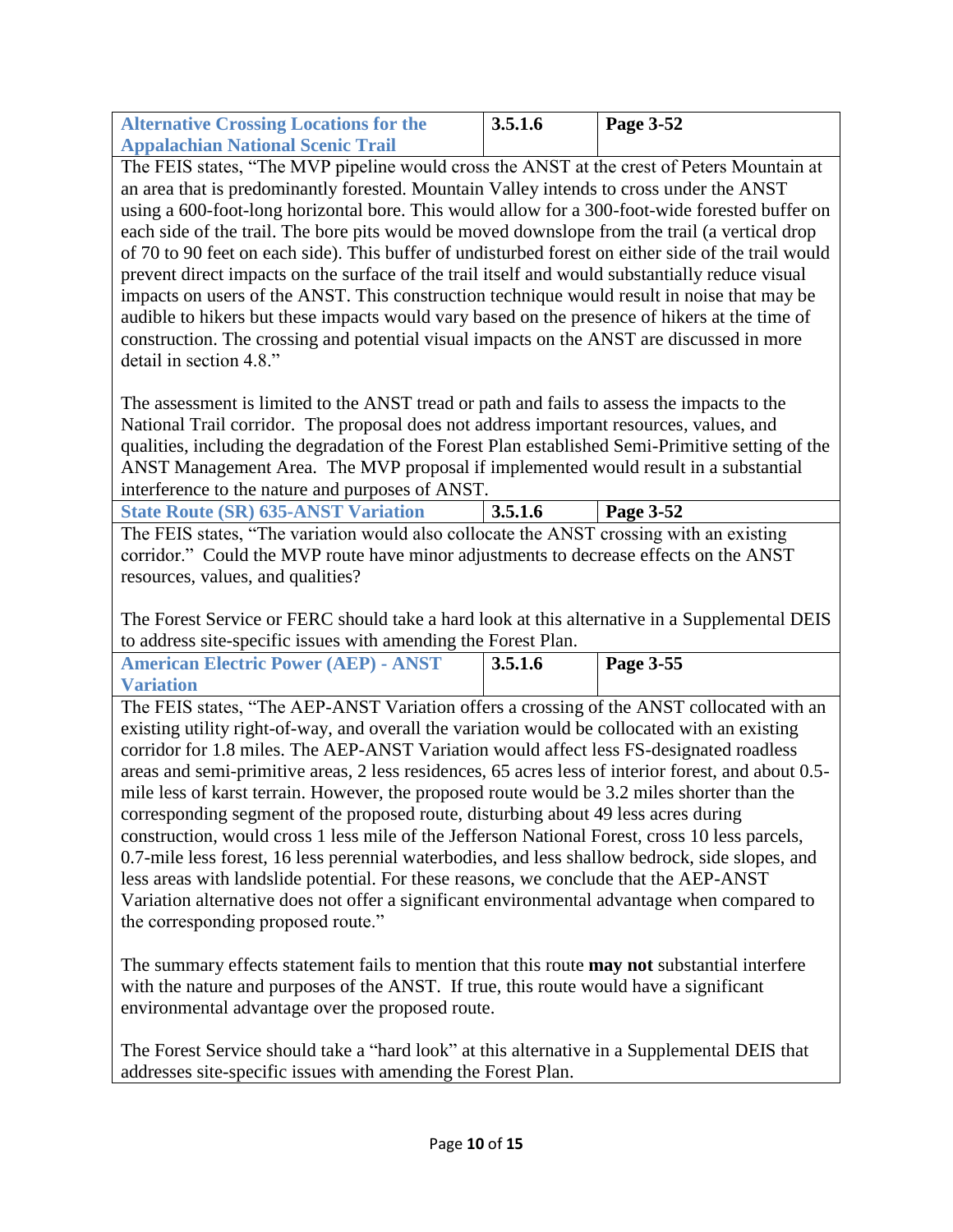| Alternative Crossing Locations for the Appalachian National Scenic Trail | 3.5.1.6 | Page 3-52 |
|---|---|---|

The FEIS states, "The MVP pipeline would cross the ANST at the crest of Peters Mountain at an area that is predominantly forested. Mountain Valley intends to cross under the ANST using a 600-foot-long horizontal bore. This would allow for a 300-foot-wide forested buffer on each side of the trail. The bore pits would be moved downslope from the trail (a vertical drop of 70 to 90 feet on each side). This buffer of undisturbed forest on either side of the trail would prevent direct impacts on the surface of the trail itself and would substantially reduce visual impacts on users of the ANST. This construction technique would result in noise that may be audible to hikers but these impacts would vary based on the presence of hikers at the time of construction. The crossing and potential visual impacts on the ANST are discussed in more detail in section 4.8."

The assessment is limited to the ANST tread or path and fails to assess the impacts to the National Trail corridor. The proposal does not address important resources, values, and qualities, including the degradation of the Forest Plan established Semi-Primitive setting of the ANST Management Area. The MVP proposal if implemented would result in a substantial interference to the nature and purposes of ANST.

| State Route (SR) 635-ANST Variation | 3.5.1.6 | Page 3-52 |
|---|---|---|

The FEIS states, "The variation would also collocate the ANST crossing with an existing corridor." Could the MVP route have minor adjustments to decrease effects on the ANST resources, values, and qualities?

The Forest Service or FERC should take a hard look at this alternative in a Supplemental DEIS to address site-specific issues with amending the Forest Plan.

| American Electric Power (AEP) - ANST Variation | 3.5.1.6 | Page 3-55 |
|---|---|---|

The FEIS states, "The AEP-ANST Variation offers a crossing of the ANST collocated with an existing utility right-of-way, and overall the variation would be collocated with an existing corridor for 1.8 miles. The AEP-ANST Variation would affect less FS-designated roadless areas and semi-primitive areas, 2 less residences, 65 acres less of interior forest, and about 0.5-mile less of karst terrain. However, the proposed route would be 3.2 miles shorter than the corresponding segment of the proposed route, disturbing about 49 less acres during construction, would cross 1 less mile of the Jefferson National Forest, cross 10 less parcels, 0.7-mile less forest, 16 less perennial waterbodies, and less shallow bedrock, side slopes, and less areas with landslide potential. For these reasons, we conclude that the AEP-ANST Variation alternative does not offer a significant environmental advantage when compared to the corresponding proposed route."

The summary effects statement fails to mention that this route **may not** substantial interfere with the nature and purposes of the ANST. If true, this route would have a significant environmental advantage over the proposed route.

The Forest Service should take a "hard look" at this alternative in a Supplemental DEIS that addresses site-specific issues with amending the Forest Plan.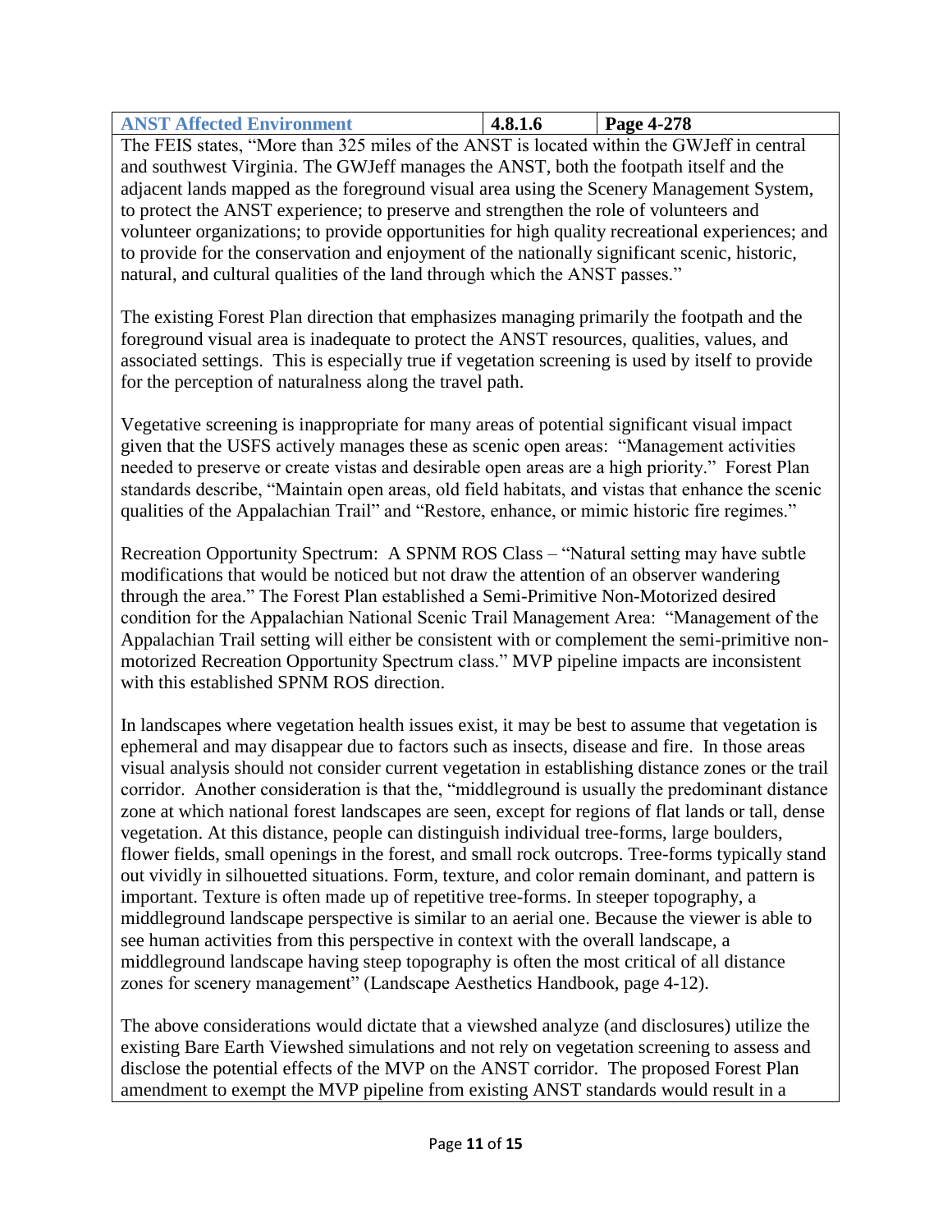| ANST Affected Environment | 4.8.1.6 | Page 4-278 |
| --- | --- | --- |

The FEIS states, "More than 325 miles of the ANST is located within the GWJeff in central and southwest Virginia. The GWJeff manages the ANST, both the footpath itself and the adjacent lands mapped as the foreground visual area using the Scenery Management System, to protect the ANST experience; to preserve and strengthen the role of volunteers and volunteer organizations; to provide opportunities for high quality recreational experiences; and to provide for the conservation and enjoyment of the nationally significant scenic, historic, natural, and cultural qualities of the land through which the ANST passes."

The existing Forest Plan direction that emphasizes managing primarily the footpath and the foreground visual area is inadequate to protect the ANST resources, qualities, values, and associated settings. This is especially true if vegetation screening is used by itself to provide for the perception of naturalness along the travel path.

Vegetative screening is inappropriate for many areas of potential significant visual impact given that the USFS actively manages these as scenic open areas: "Management activities needed to preserve or create vistas and desirable open areas are a high priority." Forest Plan standards describe, "Maintain open areas, old field habitats, and vistas that enhance the scenic qualities of the Appalachian Trail" and "Restore, enhance, or mimic historic fire regimes."

Recreation Opportunity Spectrum: A SPNM ROS Class – "Natural setting may have subtle modifications that would be noticed but not draw the attention of an observer wandering through the area." The Forest Plan established a Semi-Primitive Non-Motorized desired condition for the Appalachian National Scenic Trail Management Area: "Management of the Appalachian Trail setting will either be consistent with or complement the semi-primitive non-motorized Recreation Opportunity Spectrum class." MVP pipeline impacts are inconsistent with this established SPNM ROS direction.

In landscapes where vegetation health issues exist, it may be best to assume that vegetation is ephemeral and may disappear due to factors such as insects, disease and fire. In those areas visual analysis should not consider current vegetation in establishing distance zones or the trail corridor. Another consideration is that the, "middleground is usually the predominant distance zone at which national forest landscapes are seen, except for regions of flat lands or tall, dense vegetation. At this distance, people can distinguish individual tree-forms, large boulders, flower fields, small openings in the forest, and small rock outcrops. Tree-forms typically stand out vividly in silhouetted situations. Form, texture, and color remain dominant, and pattern is important. Texture is often made up of repetitive tree-forms. In steeper topography, a middleground landscape perspective is similar to an aerial one. Because the viewer is able to see human activities from this perspective in context with the overall landscape, a middleground landscape having steep topography is often the most critical of all distance zones for scenery management" (Landscape Aesthetics Handbook, page 4-12).

The above considerations would dictate that a viewshed analyze (and disclosures) utilize the existing Bare Earth Viewshed simulations and not rely on vegetation screening to assess and disclose the potential effects of the MVP on the ANST corridor. The proposed Forest Plan amendment to exempt the MVP pipeline from existing ANST standards would result in a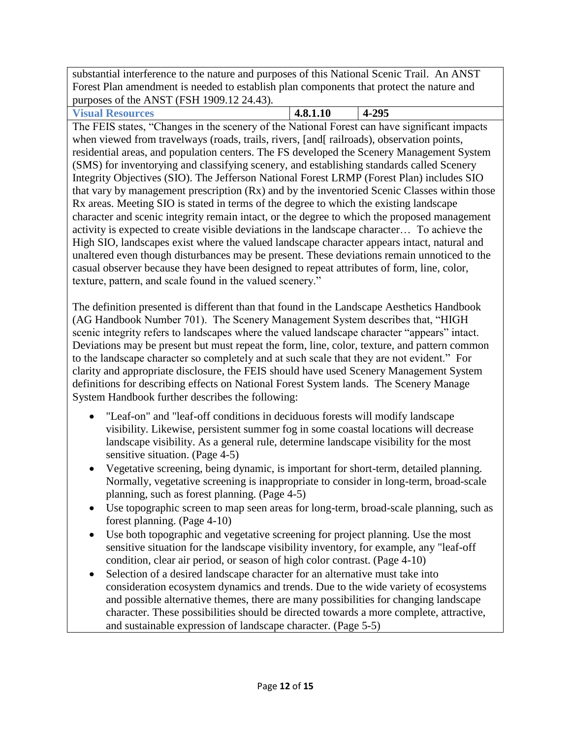substantial interference to the nature and purposes of this National Scenic Trail. An ANST Forest Plan amendment is needed to establish plan components that protect the nature and purposes of the ANST (FSH 1909.12 24.43).

| **Visual Resources** | **4.8.1.10** | **4-295** |
|---|---|---|

The FEIS states, "Changes in the scenery of the National Forest can have significant impacts when viewed from travelways (roads, trails, rivers, [and[ railroads), observation points, residential areas, and population centers. The FS developed the Scenery Management System (SMS) for inventorying and classifying scenery, and establishing standards called Scenery Integrity Objectives (SIO). The Jefferson National Forest LRMP (Forest Plan) includes SIO that vary by management prescription (Rx) and by the inventoried Scenic Classes within those Rx areas. Meeting SIO is stated in terms of the degree to which the existing landscape character and scenic integrity remain intact, or the degree to which the proposed management activity is expected to create visible deviations in the landscape character… To achieve the High SIO, landscapes exist where the valued landscape character appears intact, natural and unaltered even though disturbances may be present. These deviations remain unnoticed to the casual observer because they have been designed to repeat attributes of form, line, color, texture, pattern, and scale found in the valued scenery."

The definition presented is different than that found in the Landscape Aesthetics Handbook (AG Handbook Number 701). The Scenery Management System describes that, "HIGH scenic integrity refers to landscapes where the valued landscape character "appears" intact. Deviations may be present but must repeat the form, line, color, texture, and pattern common to the landscape character so completely and at such scale that they are not evident." For clarity and appropriate disclosure, the FEIS should have used Scenery Management System definitions for describing effects on National Forest System lands. The Scenery Manage System Handbook further describes the following:

- "Leaf-on" and "leaf-off conditions in deciduous forests will modify landscape visibility. Likewise, persistent summer fog in some coastal locations will decrease landscape visibility. As a general rule, determine landscape visibility for the most sensitive situation. (Page 4-5)
- Vegetative screening, being dynamic, is important for short-term, detailed planning. Normally, vegetative screening is inappropriate to consider in long-term, broad-scale planning, such as forest planning. (Page 4-5)
- Use topographic screen to map seen areas for long-term, broad-scale planning, such as forest planning. (Page 4-10)
- Use both topographic and vegetative screening for project planning. Use the most sensitive situation for the landscape visibility inventory, for example, any "leaf-off condition, clear air period, or season of high color contrast. (Page 4-10)
- Selection of a desired landscape character for an alternative must take into consideration ecosystem dynamics and trends. Due to the wide variety of ecosystems and possible alternative themes, there are many possibilities for changing landscape character. These possibilities should be directed towards a more complete, attractive, and sustainable expression of landscape character. (Page 5-5)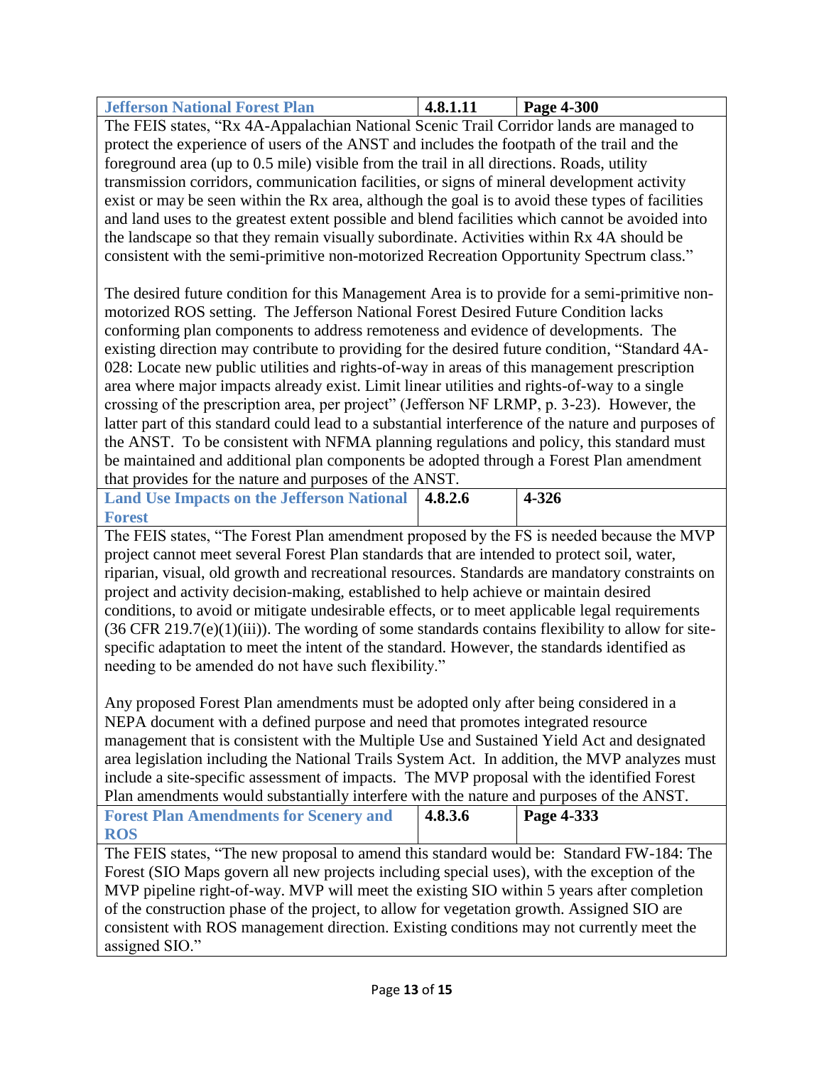| Jefferson National Forest Plan | 4.8.1.11 | Page 4-300 |
|---|---|---|

The FEIS states, "Rx 4A-Appalachian National Scenic Trail Corridor lands are managed to protect the experience of users of the ANST and includes the footpath of the trail and the foreground area (up to 0.5 mile) visible from the trail in all directions. Roads, utility transmission corridors, communication facilities, or signs of mineral development activity exist or may be seen within the Rx area, although the goal is to avoid these types of facilities and land uses to the greatest extent possible and blend facilities which cannot be avoided into the landscape so that they remain visually subordinate. Activities within Rx 4A should be consistent with the semi-primitive non-motorized Recreation Opportunity Spectrum class."

The desired future condition for this Management Area is to provide for a semi-primitive non-motorized ROS setting. The Jefferson National Forest Desired Future Condition lacks conforming plan components to address remoteness and evidence of developments. The existing direction may contribute to providing for the desired future condition, "Standard 4A-028: Locate new public utilities and rights-of-way in areas of this management prescription area where major impacts already exist. Limit linear utilities and rights-of-way to a single crossing of the prescription area, per project" (Jefferson NF LRMP, p. 3-23). However, the latter part of this standard could lead to a substantial interference of the nature and purposes of the ANST. To be consistent with NFMA planning regulations and policy, this standard must be maintained and additional plan components be adopted through a Forest Plan amendment that provides for the nature and purposes of the ANST.

| Land Use Impacts on the Jefferson National Forest | 4.8.2.6 | 4-326 |
|---|---|---|

The FEIS states, "The Forest Plan amendment proposed by the FS is needed because the MVP project cannot meet several Forest Plan standards that are intended to protect soil, water, riparian, visual, old growth and recreational resources. Standards are mandatory constraints on project and activity decision-making, established to help achieve or maintain desired conditions, to avoid or mitigate undesirable effects, or to meet applicable legal requirements (36 CFR 219.7(e)(1)(iii)). The wording of some standards contains flexibility to allow for site-specific adaptation to meet the intent of the standard. However, the standards identified as needing to be amended do not have such flexibility."

Any proposed Forest Plan amendments must be adopted only after being considered in a NEPA document with a defined purpose and need that promotes integrated resource management that is consistent with the Multiple Use and Sustained Yield Act and designated area legislation including the National Trails System Act. In addition, the MVP analyzes must include a site-specific assessment of impacts. The MVP proposal with the identified Forest Plan amendments would substantially interfere with the nature and purposes of the ANST.

| Forest Plan Amendments for Scenery and ROS | 4.8.3.6 | Page 4-333 |
|---|---|---|

The FEIS states, "The new proposal to amend this standard would be: Standard FW-184: The Forest (SIO Maps govern all new projects including special uses), with the exception of the MVP pipeline right-of-way. MVP will meet the existing SIO within 5 years after completion of the construction phase of the project, to allow for vegetation growth. Assigned SIO are consistent with ROS management direction. Existing conditions may not currently meet the assigned SIO."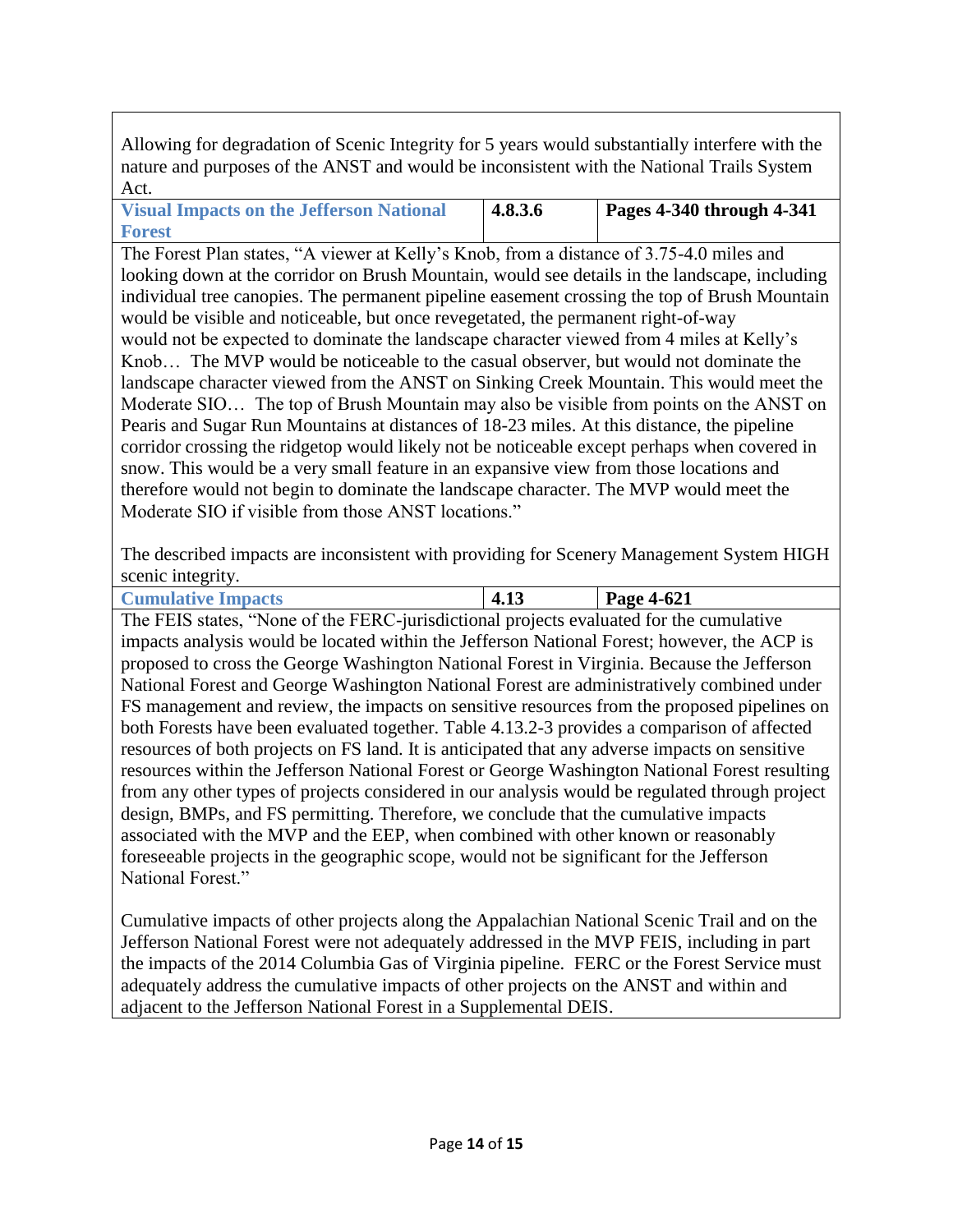Allowing for degradation of Scenic Integrity for 5 years would substantially interfere with the nature and purposes of the ANST and would be inconsistent with the National Trails System Act.

| **Visual Impacts on the Jefferson National Forest** | **4.8.3.6** | **Pages 4-340 through 4-341** |
|---|---|---|

The Forest Plan states, "A viewer at Kelly's Knob, from a distance of 3.75-4.0 miles and looking down at the corridor on Brush Mountain, would see details in the landscape, including individual tree canopies. The permanent pipeline easement crossing the top of Brush Mountain would be visible and noticeable, but once revegetated, the permanent right-of-way would not be expected to dominate the landscape character viewed from 4 miles at Kelly's Knob… The MVP would be noticeable to the casual observer, but would not dominate the landscape character viewed from the ANST on Sinking Creek Mountain. This would meet the Moderate SIO… The top of Brush Mountain may also be visible from points on the ANST on Pearis and Sugar Run Mountains at distances of 18-23 miles. At this distance, the pipeline corridor crossing the ridgetop would likely not be noticeable except perhaps when covered in snow. This would be a very small feature in an expansive view from those locations and therefore would not begin to dominate the landscape character. The MVP would meet the Moderate SIO if visible from those ANST locations."

The described impacts are inconsistent with providing for Scenery Management System HIGH scenic integrity.

| **Cumulative Impacts** | **4.13** | **Page 4-621** |
|---|---|---|

The FEIS states, "None of the FERC-jurisdictional projects evaluated for the cumulative impacts analysis would be located within the Jefferson National Forest; however, the ACP is proposed to cross the George Washington National Forest in Virginia. Because the Jefferson National Forest and George Washington National Forest are administratively combined under FS management and review, the impacts on sensitive resources from the proposed pipelines on both Forests have been evaluated together. Table 4.13.2-3 provides a comparison of affected resources of both projects on FS land. It is anticipated that any adverse impacts on sensitive resources within the Jefferson National Forest or George Washington National Forest resulting from any other types of projects considered in our analysis would be regulated through project design, BMPs, and FS permitting. Therefore, we conclude that the cumulative impacts associated with the MVP and the EEP, when combined with other known or reasonably foreseeable projects in the geographic scope, would not be significant for the Jefferson National Forest."

Cumulative impacts of other projects along the Appalachian National Scenic Trail and on the Jefferson National Forest were not adequately addressed in the MVP FEIS, including in part the impacts of the 2014 Columbia Gas of Virginia pipeline. FERC or the Forest Service must adequately address the cumulative impacts of other projects on the ANST and within and adjacent to the Jefferson National Forest in a Supplemental DEIS.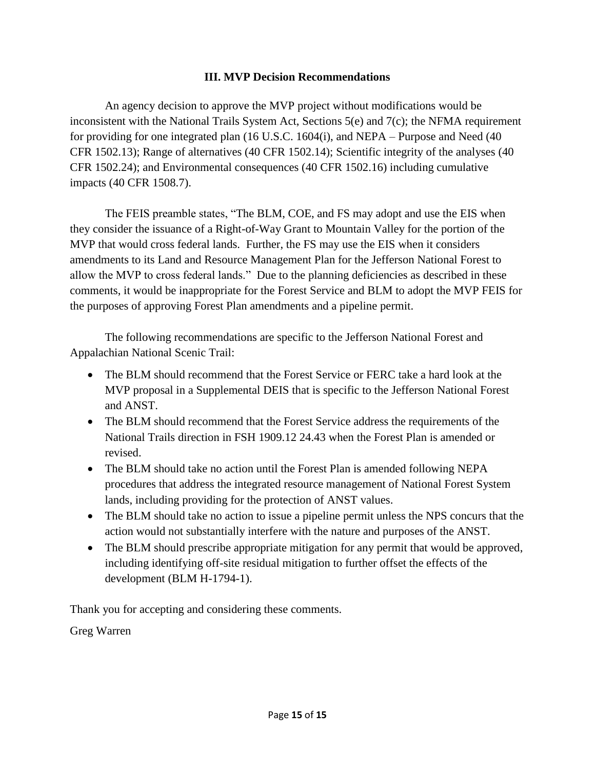### III. MVP Decision Recommendations

An agency decision to approve the MVP project without modifications would be inconsistent with the National Trails System Act, Sections 5(e) and 7(c); the NFMA requirement for providing for one integrated plan (16 U.S.C. 1604(i), and NEPA – Purpose and Need (40 CFR 1502.13); Range of alternatives (40 CFR 1502.14); Scientific integrity of the analyses (40 CFR 1502.24); and Environmental consequences (40 CFR 1502.16) including cumulative impacts (40 CFR 1508.7).

The FEIS preamble states, "The BLM, COE, and FS may adopt and use the EIS when they consider the issuance of a Right-of-Way Grant to Mountain Valley for the portion of the MVP that would cross federal lands. Further, the FS may use the EIS when it considers amendments to its Land and Resource Management Plan for the Jefferson National Forest to allow the MVP to cross federal lands." Due to the planning deficiencies as described in these comments, it would be inappropriate for the Forest Service and BLM to adopt the MVP FEIS for the purposes of approving Forest Plan amendments and a pipeline permit.

The following recommendations are specific to the Jefferson National Forest and Appalachian National Scenic Trail:

- The BLM should recommend that the Forest Service or FERC take a hard look at the MVP proposal in a Supplemental DEIS that is specific to the Jefferson National Forest and ANST.
- The BLM should recommend that the Forest Service address the requirements of the National Trails direction in FSH 1909.12 24.43 when the Forest Plan is amended or revised.
- The BLM should take no action until the Forest Plan is amended following NEPA procedures that address the integrated resource management of National Forest System lands, including providing for the protection of ANST values.
- The BLM should take no action to issue a pipeline permit unless the NPS concurs that the action would not substantially interfere with the nature and purposes of the ANST.
- The BLM should prescribe appropriate mitigation for any permit that would be approved, including identifying off-site residual mitigation to further offset the effects of the development (BLM H-1794-1).

Thank you for accepting and considering these comments.

Greg Warren